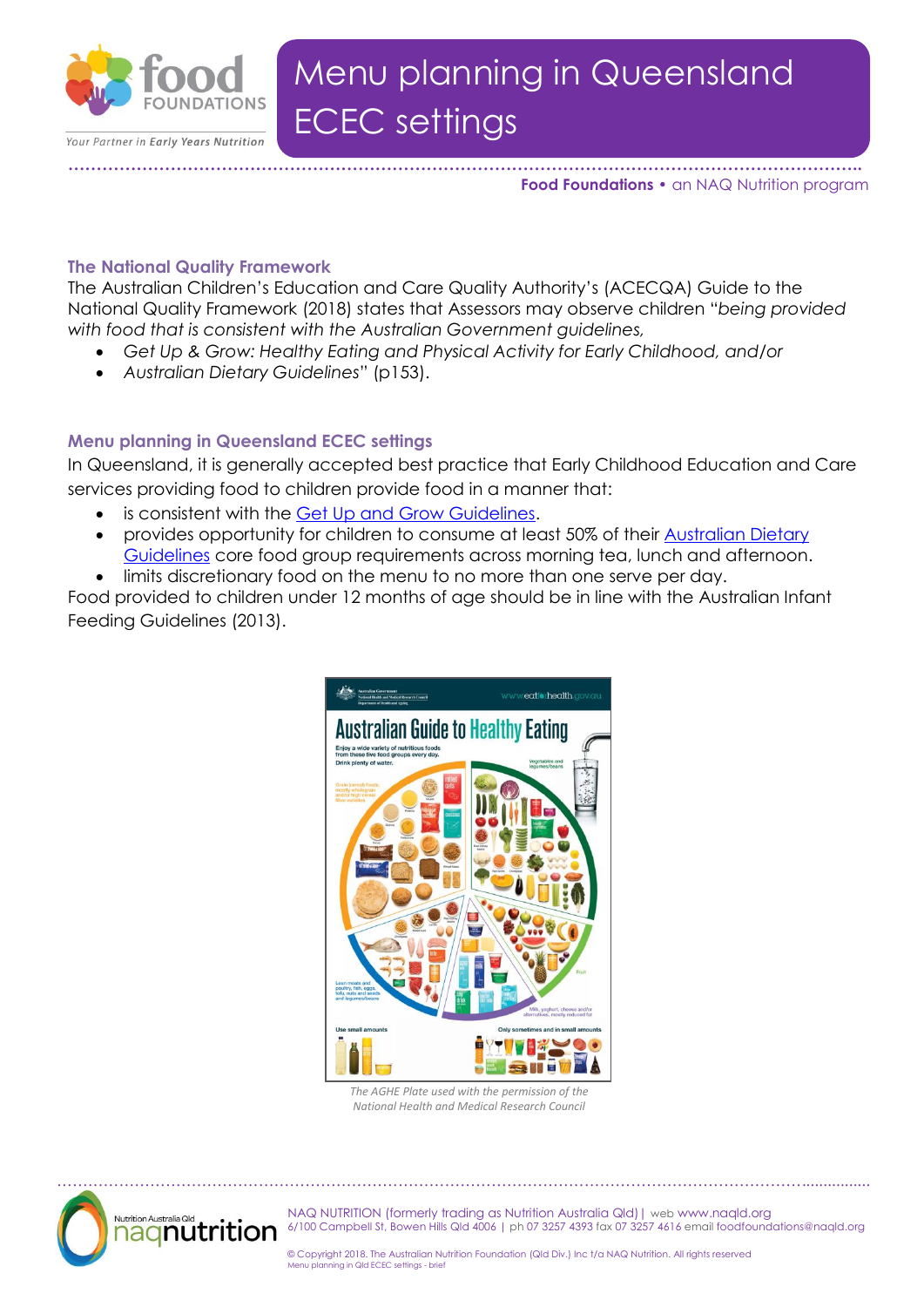# Menu planning in Queensland ECEC settings

**Food Foundations** • an NAQ Nutrition program

## The National Quality Framework

The Australian Children's Education and Care Quality Authority's (ACECQA) Guide to the National Quality Framework (2018) states that Assessors may observe children "*being provided with food that is consistent with the Australian Government guidelines,*

- *Get Up & Grow: Healthy Eating and Physical Activity for Early Childhood, and/or*
- *Australian Dietary Guidelines*" (p153).

## Menu planning in Queensland ECEC settings

In Queensland, it is generally accepted best practice that Early Childhood Education and Care services providing food to children provide food in a manner that:

- is consistent with the Get Up and Grow Guidelines.
- provides opportunity for children to consume at least 50% of their Australian Dietary Guidelines core food group requirements across morning tea, lunch and afternoon.
- limits discretionary food on the menu to no more than one serve per day.

Food provided to children under 12 months of age should be in line with the Australian Infant Feeding Guidelines (2013).

*The AGHE Plate used with the permission of the National Health and Medical Research Council*

NAQ NUTRITION (formerly trading as Nutrition Australia Qld) | web www.naqld.org
6/100 Campbell St, Bowen Hills Qld 4006 | ph 07 3257 4393 fax 07 3257 4616 email foodfoundations@naqld.org

© Copyright 2018. The Australian Nutrition Foundation (Qld Div.) Inc t/a NAQ Nutrition. All rights reserved
Menu planning in Qld ECEC settings - brief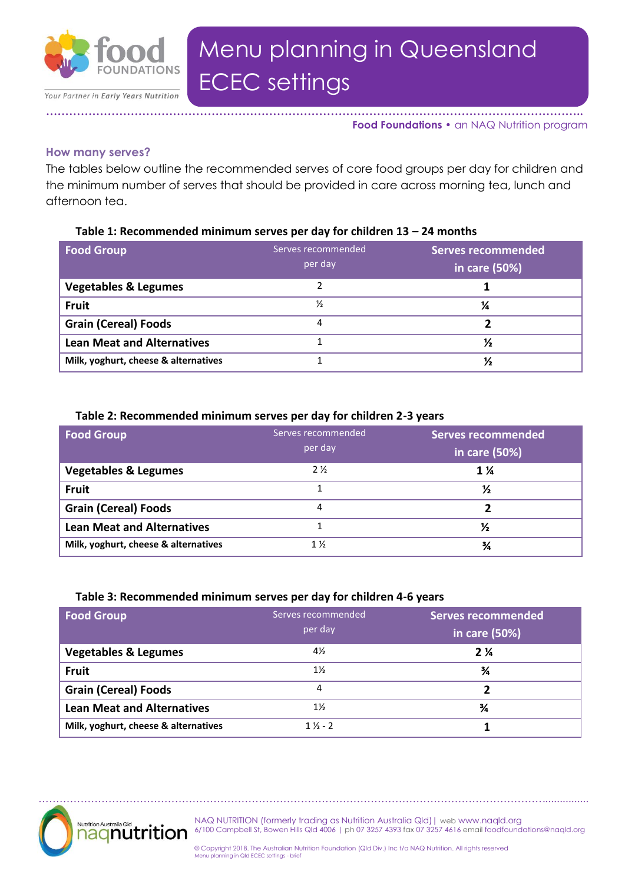# Menu planning in Queensland ECEC settings

**Food Foundations** • an NAQ Nutrition program

### How many serves?

The tables below outline the recommended serves of core food groups per day for children and the minimum number of serves that should be provided in care across morning tea, lunch and afternoon tea.

**Table 1: Recommended minimum serves per day for children 13 – 24 months**

| Food Group | Serves recommended per day | Serves recommended in care (50%) |
|---|---|---|
| Vegetables & Legumes | 2 | 1 |
| Fruit | ½ | ¼ |
| Grain (Cereal) Foods | 4 | 2 |
| Lean Meat and Alternatives | 1 | ½ |
| Milk, yoghurt, cheese & alternatives | 1 | ½ |

**Table 2: Recommended minimum serves per day for children 2-3 years**

| Food Group | Serves recommended per day | Serves recommended in care (50%) |
|---|---|---|
| Vegetables & Legumes | 2 ½ | 1 ¼ |
| Fruit | 1 | ½ |
| Grain (Cereal) Foods | 4 | 2 |
| Lean Meat and Alternatives | 1 | ½ |
| Milk, yoghurt, cheese & alternatives | 1 ½ | ¾ |

**Table 3: Recommended minimum serves per day for children 4-6 years**

| Food Group | Serves recommended per day | Serves recommended in care (50%) |
|---|---|---|
| Vegetables & Legumes | 4½ | 2 ¼ |
| Fruit | 1½ | ¾ |
| Grain (Cereal) Foods | 4 | 2 |
| Lean Meat and Alternatives | 1½ | ¾ |
| Milk, yoghurt, cheese & alternatives | 1 ½ - 2 | 1 |

NAQ NUTRITION (formerly trading as Nutrition Australia Qld) | web www.naqld.org
6/100 Campbell St, Bowen Hills Qld 4006 | ph 07 3257 4393 fax 07 3257 4616 email foodfoundations@naqld.org

© Copyright 2018. The Australian Nutrition Foundation (Qld Div.) Inc t/a NAQ Nutrition. All rights reserved
Menu planning in Qld ECEC settings - brief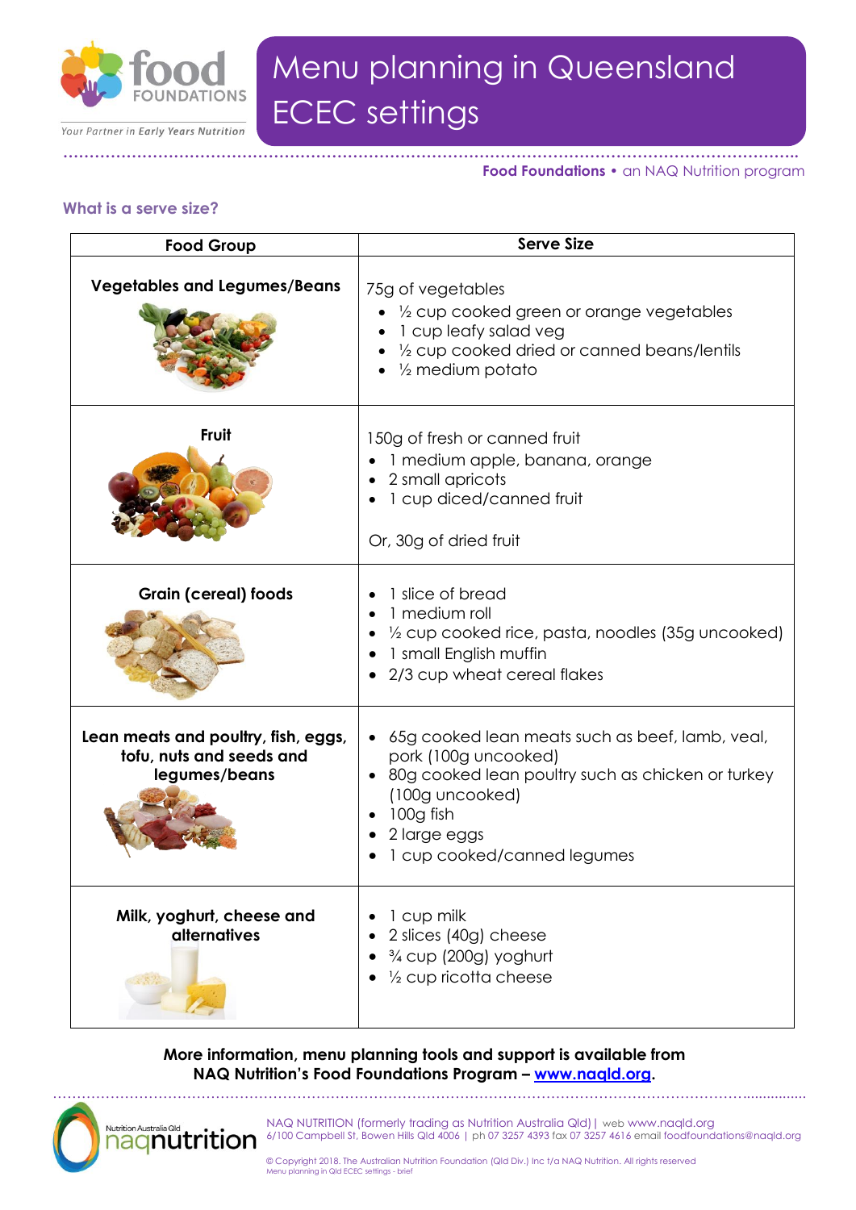# Menu planning in Queensland ECEC settings

**Food Foundations** • an NAQ Nutrition program

### What is a serve size?

| Food Group | Serve Size |
|---|---|
| **Vegetables and Legumes/Beans** | 75g of vegetables<br>• ½ cup cooked green or orange vegetables<br>• 1 cup leafy salad veg<br>• ½ cup cooked dried or canned beans/lentils<br>• ½ medium potato |
| **Fruit** | 150g of fresh or canned fruit<br>• 1 medium apple, banana, orange<br>• 2 small apricots<br>• 1 cup diced/canned fruit<br><br>Or, 30g of dried fruit |
| **Grain (cereal) foods** | • 1 slice of bread<br>• 1 medium roll<br>• ½ cup cooked rice, pasta, noodles (35g uncooked)<br>• 1 small English muffin<br>• 2/3 cup wheat cereal flakes |
| **Lean meats and poultry, fish, eggs, tofu, nuts and seeds and legumes/beans** | • 65g cooked lean meats such as beef, lamb, veal, pork (100g uncooked)<br>• 80g cooked lean poultry such as chicken or turkey (100g uncooked)<br>• 100g fish<br>• 2 large eggs<br>• 1 cup cooked/canned legumes |
| **Milk, yoghurt, cheese and alternatives** | • 1 cup milk<br>• 2 slices (40g) cheese<br>• ¾ cup (200g) yoghurt<br>• ½ cup ricotta cheese |

**More information, menu planning tools and support is available from NAQ Nutrition's Food Foundations Program – [www.naqld.org](http://www.naqld.org).**

NAQ NUTRITION (formerly trading as Nutrition Australia Qld) | web www.naqld.org
6/100 Campbell St, Bowen Hills Qld 4006 | ph 07 3257 4393 fax 07 3257 4616 email foodfoundations@naqld.org

© Copyright 2018. The Australian Nutrition Foundation (Qld Div.) Inc t/a NAQ Nutrition. All rights reserved
Menu planning in Qld ECEC settings - brief